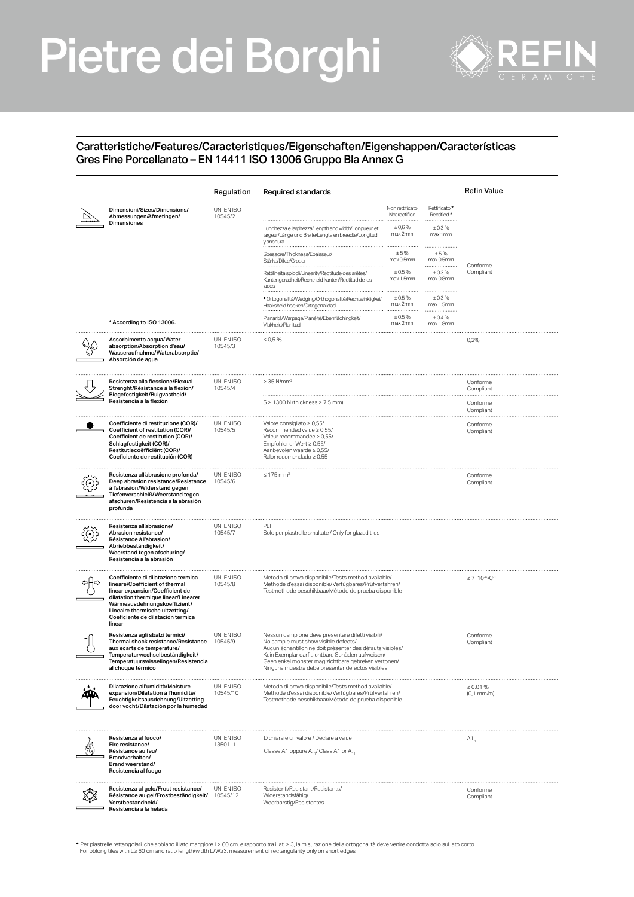# Pietre dei Borghi

REFIN CERAMICHE

## Caratteristiche/Features/Caracteristiques/Eigenschaften/Eigenshappen/Características
## Gres Fine Porcellanato – EN 14411 ISO 13006 Gruppo BIa Annex G

| Characteristic | Regulation | Required standards | Non rettificato / Not rectified | Rettificato* / Rectified* | Refin Value |
|---|---|---|---|---|---|
| Dimensioni/Sizes/Dimensions/Abmessungen/Afmetingen/Dimensiones | UNI EN ISO 10545/2 | Lunghezza e larghezza/Length and width/Longueur et largeur/Länge und Breite/Lengte en breedte/Longitud y anchura | ± 0,6 % max 2mm | ± 0,3 % max 1mm | Conforme Compliant |
| | | Spessore/Thickness/Epaisseur/Stärke/Dikte/Grosor | ± 5 % max 0,5mm | ± 5 % max 0,5mm | |
| | | Rettilineità spigoli/Linearity/Rectitude des arêtes/Kantengeradheit/Rechtheid kanten/Rectitud de los lados | ± 0,5 % max 1,5mm | ± 0,3 % max 0,8mm | |
| | | • Ortogonalità/Wedging/Orthogonalité/Rechtwinkligkei/Haaksheid hoeken/Ortogonalidad | ± 0,5 % max 2mm | ± 0,3 % max 1,5mm | |
| * According to ISO 13006. | | Planarità/Warpage/Planéité/Ebenflächingkeit/Vlakheid/Planitud | ± 0,5 % max 2mm | ± 0,4 % max 1,8mm | |
| Assorbimento acqua/Water absorption/Absorption d'eau/Wasseraufnahme/Waterabsorptie/Absorción de agua | UNI EN ISO 10545/3 | ≤ 0,5 % | | | 0,2% |
| Resistenza alla flessione/Flexual Strenght/Résistance à la flexion/Biegefestigkeit/Buigvastheid/Resistencia a la flexión | UNI EN ISO 10545/4 | ≥ 35 N/mm² | | | Conforme Compliant |
| | | S ≥ 1300 N (thickness ≥ 7,5 mm) | | | Conforme Compliant |
| Coefficiente di restituzione (COR)/Coefficient of restitution (COR)/Coefficient de restitution (COR)/Schlagfestigkeit (COR)/Restitutiecoëfficiënt (COR)/Coeficiente de restitución (COR) | UNI EN ISO 10545/5 | Valore consigliato ≥ 0,55/ Recommended value ≥ 0,55/ Valeur recommandée ≥ 0,55/ Empfohlener Wert ≥ 0,55/ Aanbevolen waarde ≥ 0,55/ Ralor recomendado ≥ 0,55 | | | Conforme Compliant |
| Resistenza all'abrasione profonda/Deep abrasion resistance/Resistance à l'abrasion/Widerstand gegen Tiefenverschleiß/Weerstand tegen afschuren/Resistencia a la abrasión profunda | UNI EN ISO 10545/6 | ≤ 175 mm³ | | | Conforme Compliant |
| Resistenza all'abrasione/Abrasion resistance/Résistance à l'abrasion/Abriebbeständigkeit/Weerstand tegen afschuring/Resistencia a la abrasión | UNI EN ISO 10545/7 | PEI Solo per piastrelle smaltate / Only for glazed tiles | | | |
| Coefficiente di dilatazione termica lineare/Coefficient of thermal linear expansion/Coefficient de dilatation thermique linear/Linearer Wärmeausdehnungskoeffizient/Lineaire thermische uitzetting/Coeficiente de dilatación termica linear | UNI EN ISO 10545/8 | Metodo di prova disponibile/Tests method available/ Methode d'essai disponible/Verfügbares/Prüfverfahren/ Testmethode beschikbaar/Método de prueba disponible | | | $\leq 7 \ 10^{-6} \bullet C^{-1}$ |
| Resistenza agli sbalzi termici/Thermal shock resistance/Resistance aux ecarts de temperature/Temperaturwechselbeständigkeit/Temperatuurswisselingen/Resistencia al choque térmico | UNI EN ISO 10545/9 | Nessun campione deve presentare difetti visibili/ No sample must show visible defects/ Aucun échantillon ne doit présenter des défauts visibles/ Kein Exemplar darf sichtbare Schäden aufweisen/ Geen enkel monster mag zichtbare gebreken vertonen/ Ninguna muestra debe presentar defectos visibles | | | Conforme Compliant |
| Dilatazione all'umidità/Moisture expansion/Dilatation à l'humidité/Feuchtigkeitsausdehnung/Uitzetting door vocht/Dilatación por la humedad | UNI EN ISO 10545/10 | Metodo di prova disponibile/Tests method available/ Methode d'essai disponible/Verfügbares/Prüfverfahren/ Testmethode beschikbaar/Método de prueba disponible | | | ≤ 0,01 % (0,1 mm/m) |
| Resistenza al fuoco/Fire resistance/Résistance au feu/Brandverhalten/Brand weerstand/Resistencia al fuego | UNI EN ISO 13501-1 | Dichiarare un valore / Declare a value. Classe A1 oppure $A_{1fl}$ / Class A1 or $A_{1fl}$ | | | $A1_{fl}$ |
| Resistenza al gelo/Frost resistance/Résistance au gel/Frostbeständigkeit/Vorstbestandheid/Resistencia a la helada | UNI EN ISO 10545/12 | Resistenti/Resistant/Resistants/ Widerstandsfähig/ Weerbarstig/Resistentes | | | Conforme Compliant |

• Per piastrelle rettangolari, che abbiano il lato maggiore L≥ 60 cm, e rapporto tra i lati ≥ 3, la misurazione della ortogonalità deve venire condotta solo sul lato corto.
For oblong tiles with L≥ 60 cm and ratio length/width L/W≥3, measurement of rectangularity only on short edges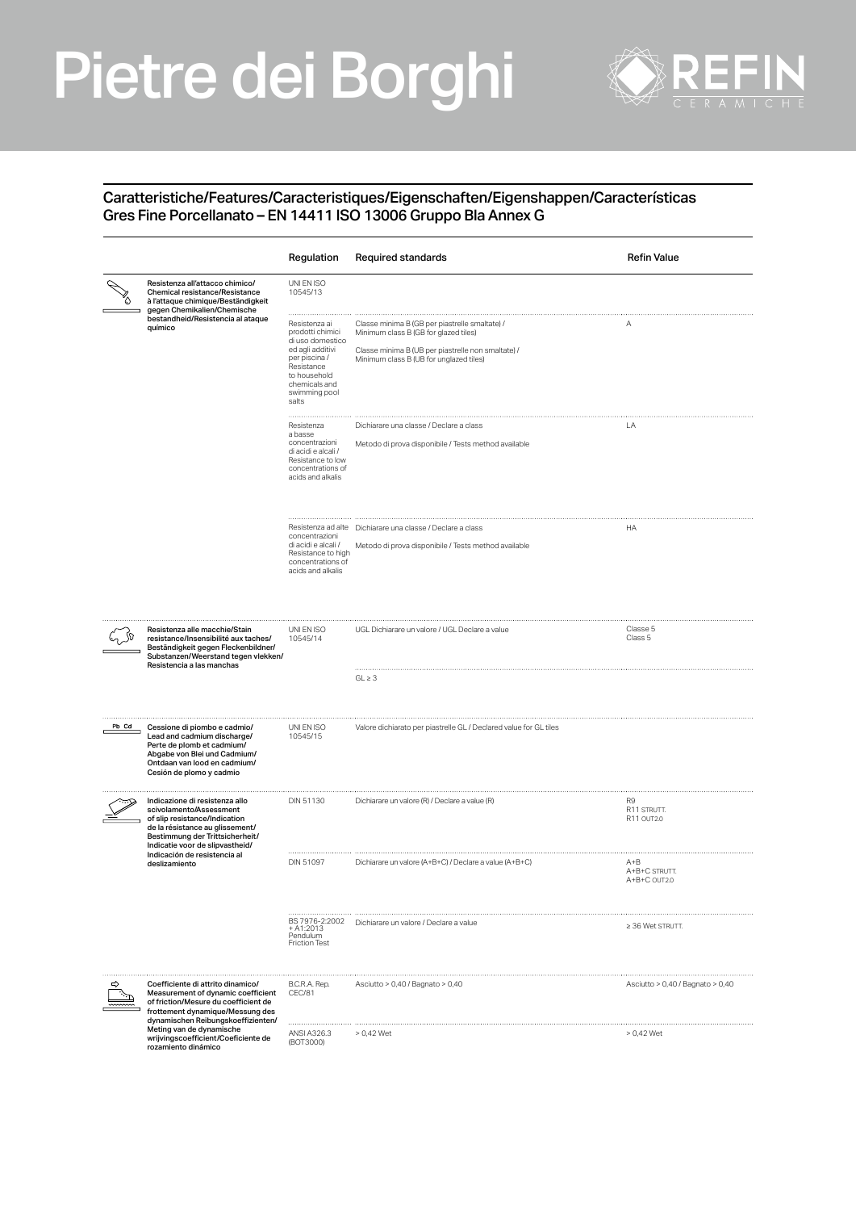# Pietre dei Borghi

REFIN CERAMICHE

## Caratteristiche/Features/Caracteristiques/Eigenschaften/Eigenshappen/Características
## Gres Fine Porcellanato – EN 14411 ISO 13006 Gruppo BIa Annex G

| | Regulation | Required standards | Refin Value |
|---|---|---|---|
| **Resistenza all'attacco chimico/Chemical resistance/Resistance à l'attaque chimique/Beständigkeit gegen Chemikalien/Chemische bestandheid/Resistencia al ataque químico** | UNI EN ISO 10545/13 | | |
| | Resistenza ai prodotti chimici di uso domestico ed agli additivi per piscina / Resistance to household chemicals and swimming pool salts | Classe minima B (GB per piastrelle smaltate) / Minimum class B (GB for glazed tiles)<br>Classe minima B (UB per piastrelle non smaltate) / Minimum class B (UB for unglazed tiles) | A |
| | Resistenza a basse concentrazioni di acidi e alcali / Resistance to low concentrations of acids and alkalis | Dichiarare una classe / Declare a class<br>Metodo di prova disponibile / Tests method available | LA |
| | Resistenza ad alte concentrazioni di acidi e alcali / Resistance to high concentrations of acids and alkalis | Dichiarare una classe / Declare a class<br>Metodo di prova disponibile / Tests method available | HA |
| **Resistenza alle macchie/Stain resistance/Insensibilité aux taches/Beständigkeit gegen Fleckenbildner/Substanzen/Weerstand tegen vlekken/Resistencia a las manchas** | UNI EN ISO 10545/14 | UGL Dichiarare un valore / UGL Declare a value | Classe 5<br>Class 5 |
| | | GL ≥ 3 | |
| **Cessione di piombo e cadmio/Lead and cadmium discharge/Perte de plomb et cadmium/Abgabe von Blei und Cadmium/Ontdaan van lood en cadmium/Cesión de plomo y cadmio** | UNI EN ISO 10545/15 | Valore dichiarato per piastrelle GL / Declared value for GL tiles | |
| **Indicazione di resistenza allo scivolamento/Assessment of slip resistance/Indication de la résistance au glissement/Bestimmung der Trittsicherheit/Indicatie voor de slipvastheid/Indicación de resistencia al deslizamiento** | DIN 51130 | Dichiarare un valore (R) / Declare a value (R) | R9<br>R11 STRUTT.<br>R11 OUT2.0 |
| | DIN 51097 | Dichiarare un valore (A+B+C) / Declare a value (A+B+C) | A+B<br>A+B+C STRUTT.<br>A+B+C OUT2.0 |
| | BS 7976-2:2002 + A1:2013 Pendulum Friction Test | Dichiarare un valore / Declare a value | ≥ 36 Wet STRUTT. |
| **Coefficiente di attrito dinamico/Measurement of dynamic coefficient of friction/Mesure du coefficient de frottement dynamique/Messung des dynamischen Reibungskoeffizienten/Meting van de dynamische wrijvingscoefficient/Coeficiente de rozamiento dinámico** | B.C.R.A. Rep. CEC/81 | Asciutto > 0,40 / Bagnato > 0,40 | Asciutto > 0,40 / Bagnato > 0,40 |
| | ANSI A326.3 (BOT3000) | > 0,42 Wet | > 0,42 Wet |